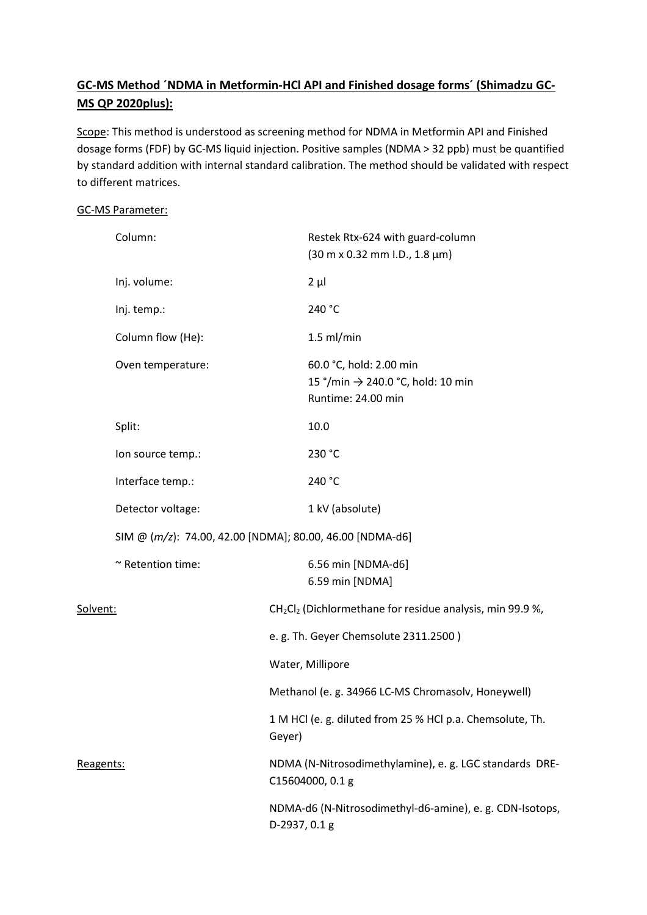## GC-MS Method ´NDMA in Metformin-HCl API and Finished dosage forms´ (Shimadzu GC-MS QP 2020plus):

Scope: This method is understood as screening method for NDMA in Metformin API and Finished dosage forms (FDF) by GC-MS liquid injection. Positive samples (NDMA > 32 ppb) must be quantified by standard addition with internal standard calibration. The method should be validated with respect to different matrices.

GC-MS Parameter:

| | |
|---|---|
| Column: | Restek Rtx-624 with guard-column (30 m x 0.32 mm I.D., 1.8 µm) |
| Inj. volume: | 2 µl |
| Inj. temp.: | 240 °C |
| Column flow (He): | 1.5 ml/min |
| Oven temperature: | 60.0 °C, hold: 2.00 min<br>15 °/min → 240.0 °C, hold: 10 min<br>Runtime: 24.00 min |
| Split: | 10.0 |
| Ion source temp.: | 230 °C |
| Interface temp.: | 240 °C |
| Detector voltage: | 1 kV (absolute) |

SIM @ (*m/z*): 74.00, 42.00 [NDMA]; 80.00, 46.00 [NDMA-d6]

| | |
|---|---|
| ~ Retention time: | 6.56 min [NDMA-d6]<br>6.59 min [NDMA] |

Solvent:

- $CH_2Cl_2$ (Dichlormethane for residue analysis, min 99.9 %, e. g. Th. Geyer Chemsolute 2311.2500 )
- Water, Millipore
- Methanol (e. g. 34966 LC-MS Chromasolv, Honeywell)
- 1 M HCl (e. g. diluted from 25 % HCl p.a. Chemsolute, Th. Geyer)

Reagents:

- NDMA (N-Nitrosodimethylamine), e. g. LGC standards DRE-C15604000, 0.1 g
- NDMA-d6 (N-Nitrosodimethyl-d6-amine), e. g. CDN-Isotops, D-2937, 0.1 g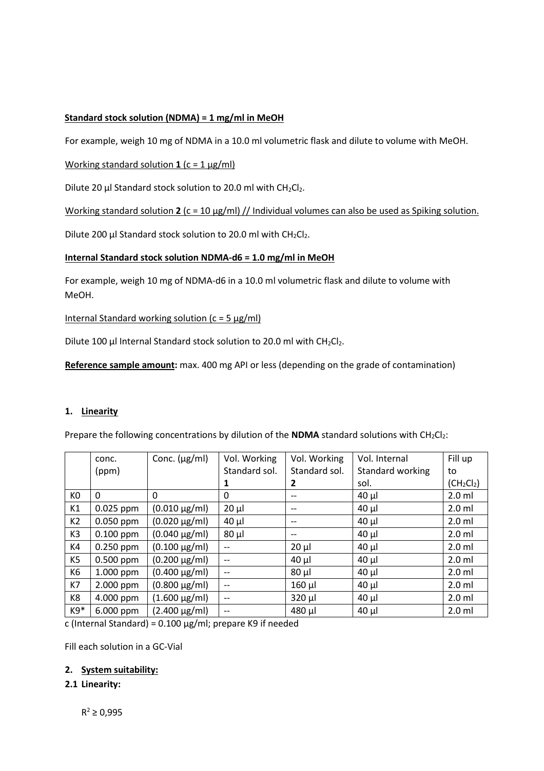**Standard stock solution (NDMA) = 1 mg/ml in MeOH**

For example, weigh 10 mg of NDMA in a 10.0 ml volumetric flask and dilute to volume with MeOH.

Working standard solution **1** (c = 1 µg/ml)

Dilute 20 µl Standard stock solution to 20.0 ml with $CH_2Cl_2$.

Working standard solution **2** (c = 10 µg/ml) // Individual volumes can also be used as Spiking solution.

Dilute 200 µl Standard stock solution to 20.0 ml with $CH_2Cl_2$.

**Internal Standard stock solution NDMA-d6 = 1.0 mg/ml in MeOH**

For example, weigh 10 mg of NDMA-d6 in a 10.0 ml volumetric flask and dilute to volume with MeOH.

Internal Standard working solution (c = 5 µg/ml)

Dilute 100 µl Internal Standard stock solution to 20.0 ml with $CH_2Cl_2$.

**Reference sample amount:** max. 400 mg API or less (depending on the grade of contamination)

## 1. Linearity

Prepare the following concentrations by dilution of the **NDMA** standard solutions with $CH_2Cl_2$:

| | conc. (ppm) | Conc. (µg/ml) | Vol. Working Standard sol. **1** | Vol. Working Standard sol. **2** | Vol. Internal Standard working sol. | Fill up to ($CH_2Cl_2$) |
|---|---|---|---|---|---|---|
| K0 | 0 | 0 | 0 | -- | 40 µl | 2.0 ml |
| K1 | 0.025 ppm | (0.010 µg/ml) | 20 µl | -- | 40 µl | 2.0 ml |
| K2 | 0.050 ppm | (0.020 µg/ml) | 40 µl | -- | 40 µl | 2.0 ml |
| K3 | 0.100 ppm | (0.040 µg/ml) | 80 µl | -- | 40 µl | 2.0 ml |
| K4 | 0.250 ppm | (0.100 µg/ml) | -- | 20 µl | 40 µl | 2.0 ml |
| K5 | 0.500 ppm | (0.200 µg/ml) | -- | 40 µl | 40 µl | 2.0 ml |
| K6 | 1.000 ppm | (0.400 µg/ml) | -- | 80 µl | 40 µl | 2.0 ml |
| K7 | 2.000 ppm | (0.800 µg/ml) | -- | 160 µl | 40 µl | 2.0 ml |
| K8 | 4.000 ppm | (1.600 µg/ml) | -- | 320 µl | 40 µl | 2.0 ml |
| K9* | 6.000 ppm | (2.400 µg/ml) | -- | 480 µl | 40 µl | 2.0 ml |

c (Internal Standard) = 0.100 µg/ml; prepare K9 if needed

Fill each solution in a GC-Vial

## 2. System suitability:

### 2.1 Linearity:

$R^2 \geq 0{,}995$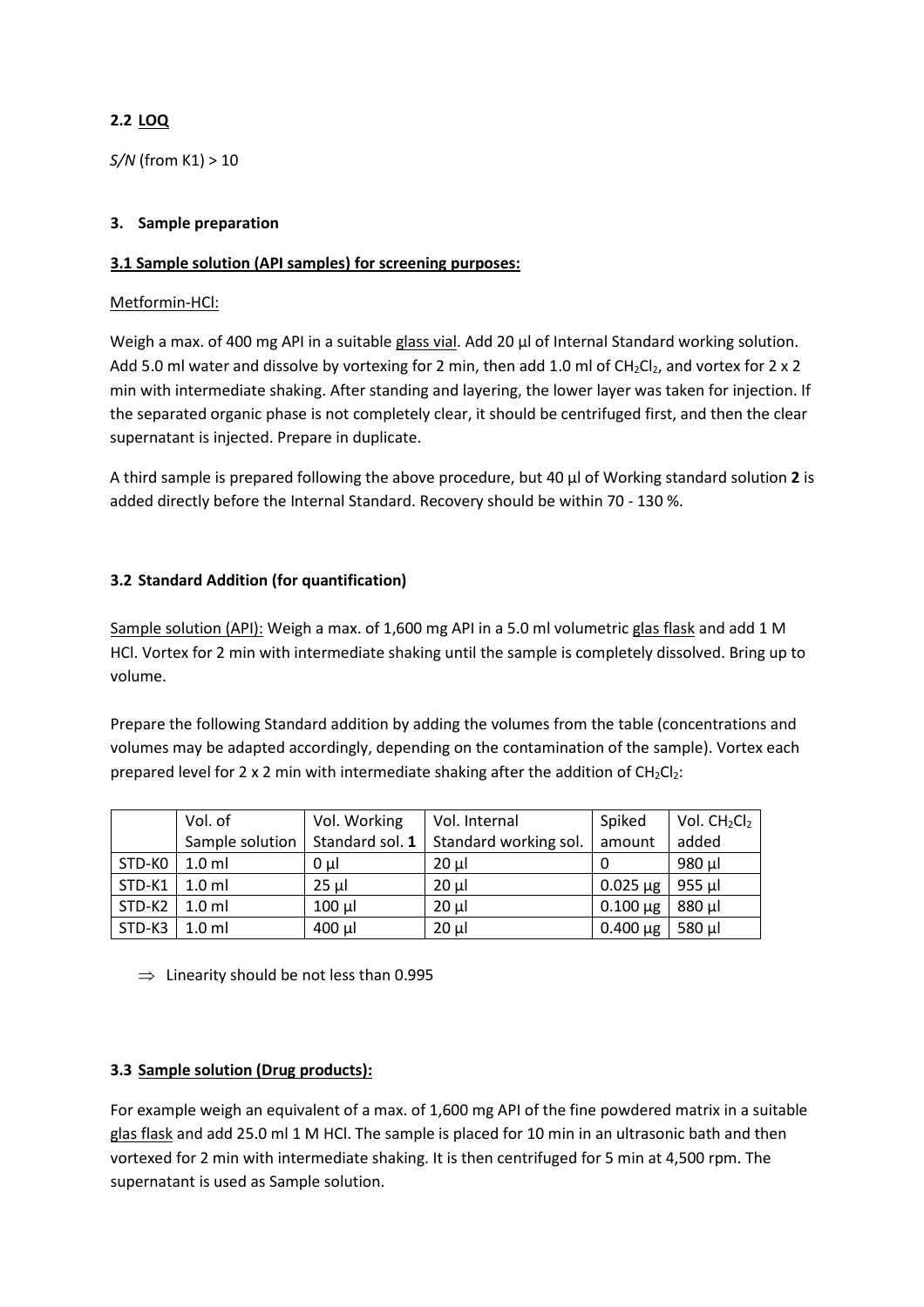## 2.2 LOQ

*S/N* (from K1) > 10

## 3. Sample preparation

### 3.1 Sample solution (API samples) for screening purposes:

Metformin-HCl:

Weigh a max. of 400 mg API in a suitable glass vial. Add 20 µl of Internal Standard working solution. Add 5.0 ml water and dissolve by vortexing for 2 min, then add 1.0 ml of $CH_2Cl_2$, and vortex for 2 x 2 min with intermediate shaking. After standing and layering, the lower layer was taken for injection. If the separated organic phase is not completely clear, it should be centrifuged first, and then the clear supernatant is injected. Prepare in duplicate.

A third sample is prepared following the above procedure, but 40 µl of Working standard solution **2** is added directly before the Internal Standard. Recovery should be within 70 - 130 %.

### 3.2 Standard Addition (for quantification)

Sample solution (API): Weigh a max. of 1,600 mg API in a 5.0 ml volumetric glas flask and add 1 M HCl. Vortex for 2 min with intermediate shaking until the sample is completely dissolved. Bring up to volume.

Prepare the following Standard addition by adding the volumes from the table (concentrations and volumes may be adapted accordingly, depending on the contamination of the sample). Vortex each prepared level for 2 x 2 min with intermediate shaking after the addition of $CH_2Cl_2$:

| | Vol. of Sample solution | Vol. Working Standard sol. **1** | Vol. Internal Standard working sol. | Spiked amount | Vol. $CH_2Cl_2$ added |
|---|---|---|---|---|---|
| STD-K0 | 1.0 ml | 0 µl | 20 µl | 0 | 980 µl |
| STD-K1 | 1.0 ml | 25 µl | 20 µl | 0.025 µg | 955 µl |
| STD-K2 | 1.0 ml | 100 µl | 20 µl | 0.100 µg | 880 µl |
| STD-K3 | 1.0 ml | 400 µl | 20 µl | 0.400 µg | 580 µl |

⇒ Linearity should be not less than 0.995

### 3.3 Sample solution (Drug products):

For example weigh an equivalent of a max. of 1,600 mg API of the fine powdered matrix in a suitable glas flask and add 25.0 ml 1 M HCl. The sample is placed for 10 min in an ultrasonic bath and then vortexed for 2 min with intermediate shaking. It is then centrifuged for 5 min at 4,500 rpm. The supernatant is used as Sample solution.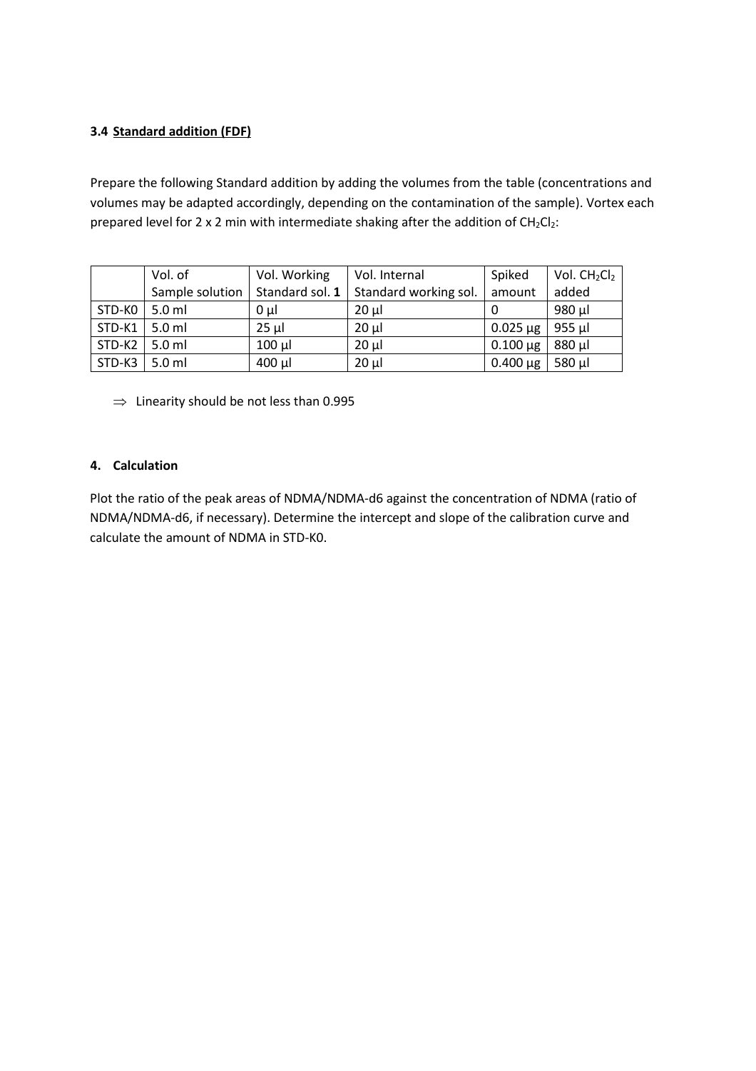### 3.4 Standard addition (FDF)

Prepare the following Standard addition by adding the volumes from the table (concentrations and volumes may be adapted accordingly, depending on the contamination of the sample). Vortex each prepared level for 2 x 2 min with intermediate shaking after the addition of $CH_2Cl_2$:

| | Vol. of Sample solution | Vol. Working Standard sol. **1** | Vol. Internal Standard working sol. | Spiked amount | Vol. $CH_2Cl_2$ added |
|---|---|---|---|---|---|
| STD-K0 | 5.0 ml | 0 µl | 20 µl | 0 | 980 µl |
| STD-K1 | 5.0 ml | 25 µl | 20 µl | 0.025 µg | 955 µl |
| STD-K2 | 5.0 ml | 100 µl | 20 µl | 0.100 µg | 880 µl |
| STD-K3 | 5.0 ml | 400 µl | 20 µl | 0.400 µg | 580 µl |

$\Rightarrow$ Linearity should be not less than 0.995

### 4. Calculation

Plot the ratio of the peak areas of NDMA/NDMA-d6 against the concentration of NDMA (ratio of NDMA/NDMA-d6, if necessary). Determine the intercept and slope of the calibration curve and calculate the amount of NDMA in STD-K0.